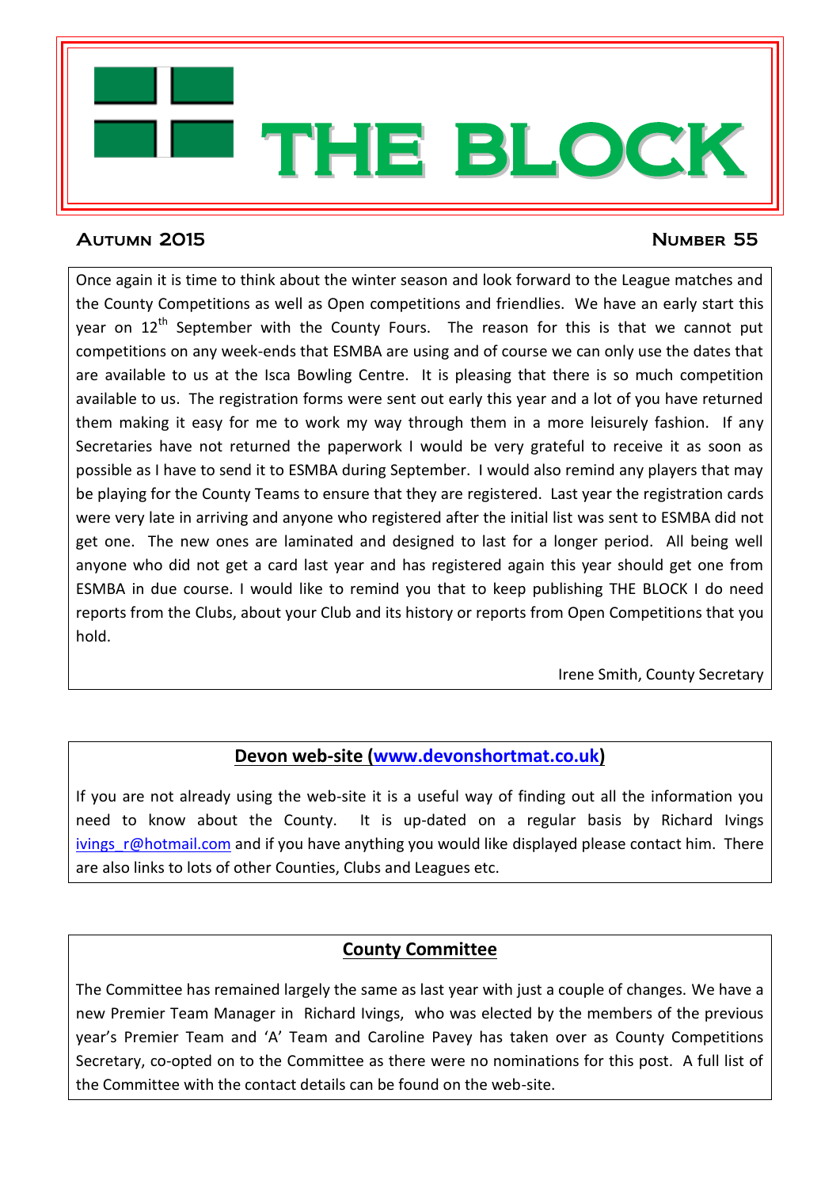# THE BLOCK

**Autumn 2015** **Number 55**

Once again it is time to think about the winter season and look forward to the League matches and the County Competitions as well as Open competitions and friendlies. We have an early start this year on 12th September with the County Fours. The reason for this is that we cannot put competitions on any week-ends that ESMBA are using and of course we can only use the dates that are available to us at the Isca Bowling Centre. It is pleasing that there is so much competition available to us. The registration forms were sent out early this year and a lot of you have returned them making it easy for me to work my way through them in a more leisurely fashion. If any Secretaries have not returned the paperwork I would be very grateful to receive it as soon as possible as I have to send it to ESMBA during September. I would also remind any players that may be playing for the County Teams to ensure that they are registered. Last year the registration cards were very late in arriving and anyone who registered after the initial list was sent to ESMBA did not get one. The new ones are laminated and designed to last for a longer period. All being well anyone who did not get a card last year and has registered again this year should get one from ESMBA in due course. I would like to remind you that to keep publishing THE BLOCK I do need reports from the Clubs, about your Club and its history or reports from Open Competitions that you hold.

Irene Smith, County Secretary

## Devon web-site (www.devonshortmat.co.uk)

If you are not already using the web-site it is a useful way of finding out all the information you need to know about the County. It is up-dated on a regular basis by Richard Ivings ivings_r@hotmail.com and if you have anything you would like displayed please contact him. There are also links to lots of other Counties, Clubs and Leagues etc.

## County Committee

The Committee has remained largely the same as last year with just a couple of changes. We have a new Premier Team Manager in Richard Ivings, who was elected by the members of the previous year's Premier Team and 'A' Team and Caroline Pavey has taken over as County Competitions Secretary, co-opted on to the Committee as there were no nominations for this post. A full list of the Committee with the contact details can be found on the web-site.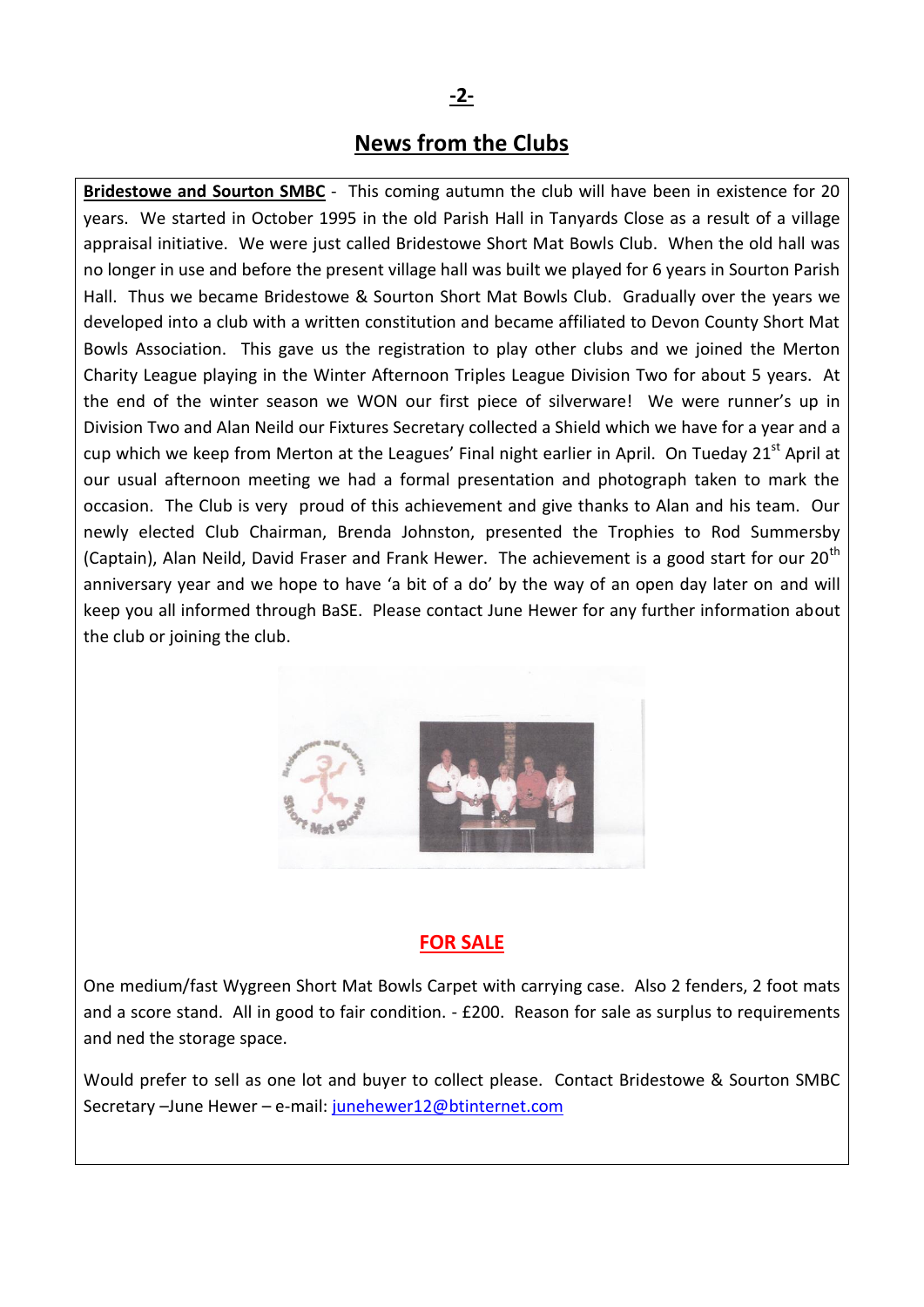## News from the Clubs

**Bridestowe and Sourton SMBC** - This coming autumn the club will have been in existence for 20 years. We started in October 1995 in the old Parish Hall in Tanyards Close as a result of a village appraisal initiative. We were just called Bridestowe Short Mat Bowls Club. When the old hall was no longer in use and before the present village hall was built we played for 6 years in Sourton Parish Hall. Thus we became Bridestowe & Sourton Short Mat Bowls Club. Gradually over the years we developed into a club with a written constitution and became affiliated to Devon County Short Mat Bowls Association. This gave us the registration to play other clubs and we joined the Merton Charity League playing in the Winter Afternoon Triples League Division Two for about 5 years. At the end of the winter season we WON our first piece of silverware! We were runner's up in Division Two and Alan Neild our Fixtures Secretary collected a Shield which we have for a year and a cup which we keep from Merton at the Leagues' Final night earlier in April. On Tueday 21st April at our usual afternoon meeting we had a formal presentation and photograph taken to mark the occasion. The Club is very proud of this achievement and give thanks to Alan and his team. Our newly elected Club Chairman, Brenda Johnston, presented the Trophies to Rod Summersby (Captain), Alan Neild, David Fraser and Frank Hewer. The achievement is a good start for our 20th anniversary year and we hope to have 'a bit of a do' by the way of an open day later on and will keep you all informed through BaSE. Please contact June Hewer for any further information about the club or joining the club.

## FOR SALE

One medium/fast Wygreen Short Mat Bowls Carpet with carrying case. Also 2 fenders, 2 foot mats and a score stand. All in good to fair condition. - £200. Reason for sale as surplus to requirements and ned the storage space.

Would prefer to sell as one lot and buyer to collect please. Contact Bridestowe & Sourton SMBC Secretary –June Hewer – e-mail: junehewer12@btinternet.com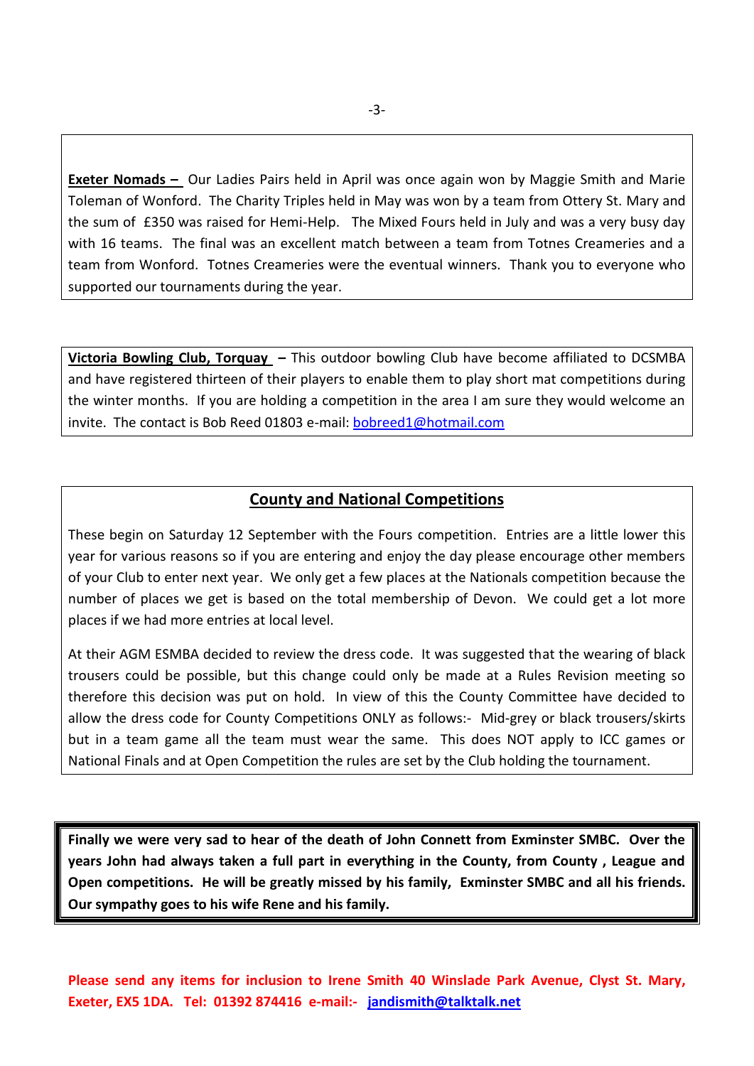**Exeter Nomads –** Our Ladies Pairs held in April was once again won by Maggie Smith and Marie Toleman of Wonford. The Charity Triples held in May was won by a team from Ottery St. Mary and the sum of £350 was raised for Hemi-Help. The Mixed Fours held in July and was a very busy day with 16 teams. The final was an excellent match between a team from Totnes Creameries and a team from Wonford. Totnes Creameries were the eventual winners. Thank you to everyone who supported our tournaments during the year.

**Victoria Bowling Club, Torquay –** This outdoor bowling Club have become affiliated to DCSMBA and have registered thirteen of their players to enable them to play short mat competitions during the winter months. If you are holding a competition in the area I am sure they would welcome an invite. The contact is Bob Reed 01803 e-mail: bobreed1@hotmail.com

## County and National Competitions

These begin on Saturday 12 September with the Fours competition. Entries are a little lower this year for various reasons so if you are entering and enjoy the day please encourage other members of your Club to enter next year. We only get a few places at the Nationals competition because the number of places we get is based on the total membership of Devon. We could get a lot more places if we had more entries at local level.

At their AGM ESMBA decided to review the dress code. It was suggested that the wearing of black trousers could be possible, but this change could only be made at a Rules Revision meeting so therefore this decision was put on hold. In view of this the County Committee have decided to allow the dress code for County Competitions ONLY as follows:- Mid-grey or black trousers/skirts but in a team game all the team must wear the same. This does NOT apply to ICC games or National Finals and at Open Competition the rules are set by the Club holding the tournament.

**Finally we were very sad to hear of the death of John Connett from Exminster SMBC. Over the years John had always taken a full part in everything in the County, from County , League and Open competitions. He will be greatly missed by his family, Exminster SMBC and all his friends. Our sympathy goes to his wife Rene and his family.**

**Please send any items for inclusion to Irene Smith 40 Winslade Park Avenue, Clyst St. Mary, Exeter, EX5 1DA. Tel: 01392 874416 e-mail:- jandismith@talktalk.net**